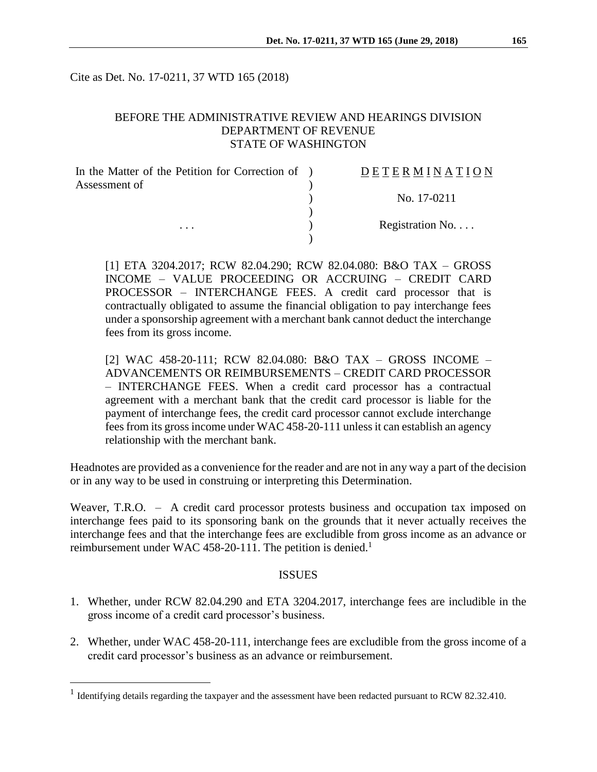Cite as Det. No. 17-0211, 37 WTD 165 (2018)

BEFORE THE ADMINISTRATIVE REVIEW AND HEARINGS DIVISION
DEPARTMENT OF REVENUE
STATE OF WASHINGTON

| | | |
|---|---|---|
| In the Matter of the Petition for Correction of Assessment of | ) | DETERMINATION |
| | ) | |
| | ) | No. 17-0211 |
| | ) | |
| . . . | ) | Registration No. . . . |
| | ) | |

[1] ETA 3204.2017; RCW 82.04.290; RCW 82.04.080: B&O TAX – GROSS INCOME – VALUE PROCEEDING OR ACCRUING – CREDIT CARD PROCESSOR – INTERCHANGE FEES. A credit card processor that is contractually obligated to assume the financial obligation to pay interchange fees under a sponsorship agreement with a merchant bank cannot deduct the interchange fees from its gross income.

[2] WAC 458-20-111; RCW 82.04.080: B&O TAX – GROSS INCOME – ADVANCEMENTS OR REIMBURSEMENTS – CREDIT CARD PROCESSOR – INTERCHANGE FEES. When a credit card processor has a contractual agreement with a merchant bank that the credit card processor is liable for the payment of interchange fees, the credit card processor cannot exclude interchange fees from its gross income under WAC 458-20-111 unless it can establish an agency relationship with the merchant bank.

Headnotes are provided as a convenience for the reader and are not in any way a part of the decision or in any way to be used in construing or interpreting this Determination.

Weaver, T.R.O. – A credit card processor protests business and occupation tax imposed on interchange fees paid to its sponsoring bank on the grounds that it never actually receives the interchange fees and that the interchange fees are excludible from gross income as an advance or reimbursement under WAC 458-20-111. The petition is denied.[1]

## ISSUES

1. Whether, under RCW 82.04.290 and ETA 3204.2017, interchange fees are includible in the gross income of a credit card processor's business.

2. Whether, under WAC 458-20-111, interchange fees are excludible from the gross income of a credit card processor's business as an advance or reimbursement.

---

[1] Identifying details regarding the taxpayer and the assessment have been redacted pursuant to RCW 82.32.410.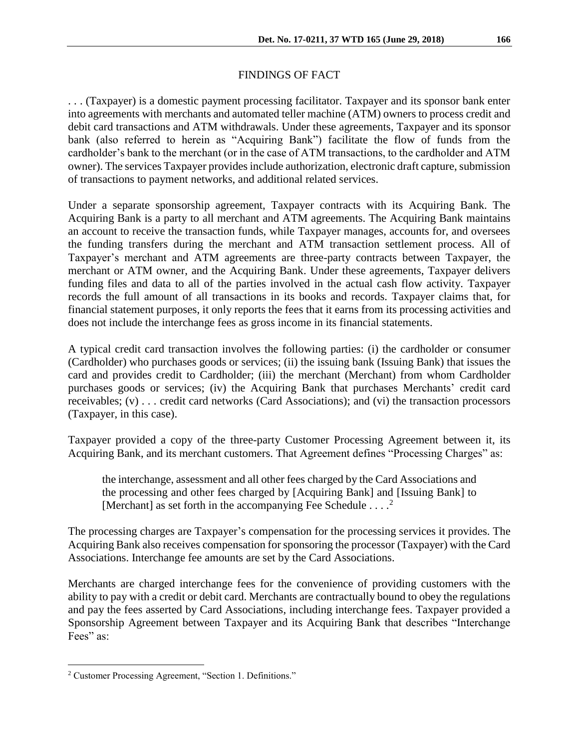## FINDINGS OF FACT

. . . (Taxpayer) is a domestic payment processing facilitator. Taxpayer and its sponsor bank enter into agreements with merchants and automated teller machine (ATM) owners to process credit and debit card transactions and ATM withdrawals. Under these agreements, Taxpayer and its sponsor bank (also referred to herein as "Acquiring Bank") facilitate the flow of funds from the cardholder's bank to the merchant (or in the case of ATM transactions, to the cardholder and ATM owner). The services Taxpayer provides include authorization, electronic draft capture, submission of transactions to payment networks, and additional related services.

Under a separate sponsorship agreement, Taxpayer contracts with its Acquiring Bank. The Acquiring Bank is a party to all merchant and ATM agreements. The Acquiring Bank maintains an account to receive the transaction funds, while Taxpayer manages, accounts for, and oversees the funding transfers during the merchant and ATM transaction settlement process. All of Taxpayer's merchant and ATM agreements are three-party contracts between Taxpayer, the merchant or ATM owner, and the Acquiring Bank. Under these agreements, Taxpayer delivers funding files and data to all of the parties involved in the actual cash flow activity. Taxpayer records the full amount of all transactions in its books and records. Taxpayer claims that, for financial statement purposes, it only reports the fees that it earns from its processing activities and does not include the interchange fees as gross income in its financial statements.

A typical credit card transaction involves the following parties: (i) the cardholder or consumer (Cardholder) who purchases goods or services; (ii) the issuing bank (Issuing Bank) that issues the card and provides credit to Cardholder; (iii) the merchant (Merchant) from whom Cardholder purchases goods or services; (iv) the Acquiring Bank that purchases Merchants' credit card receivables; (v) . . . credit card networks (Card Associations); and (vi) the transaction processors (Taxpayer, in this case).

Taxpayer provided a copy of the three-party Customer Processing Agreement between it, its Acquiring Bank, and its merchant customers. That Agreement defines "Processing Charges" as:

> the interchange, assessment and all other fees charged by the Card Associations and the processing and other fees charged by [Acquiring Bank] and [Issuing Bank] to [Merchant] as set forth in the accompanying Fee Schedule . . . .[2]

The processing charges are Taxpayer's compensation for the processing services it provides. The Acquiring Bank also receives compensation for sponsoring the processor (Taxpayer) with the Card Associations. Interchange fee amounts are set by the Card Associations.

Merchants are charged interchange fees for the convenience of providing customers with the ability to pay with a credit or debit card. Merchants are contractually bound to obey the regulations and pay the fees asserted by Card Associations, including interchange fees. Taxpayer provided a Sponsorship Agreement between Taxpayer and its Acquiring Bank that describes "Interchange Fees" as:

---

[2] Customer Processing Agreement, "Section 1. Definitions."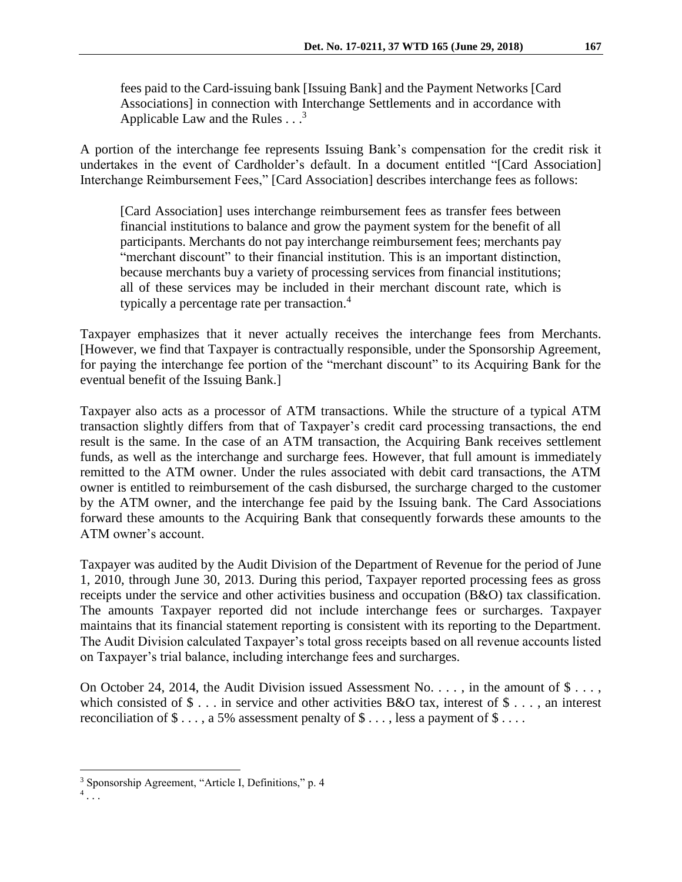> fees paid to the Card-issuing bank [Issuing Bank] and the Payment Networks [Card Associations] in connection with Interchange Settlements and in accordance with Applicable Law and the Rules . . .[3]

A portion of the interchange fee represents Issuing Bank's compensation for the credit risk it undertakes in the event of Cardholder's default. In a document entitled "[Card Association] Interchange Reimbursement Fees," [Card Association] describes interchange fees as follows:

> [Card Association] uses interchange reimbursement fees as transfer fees between financial institutions to balance and grow the payment system for the benefit of all participants. Merchants do not pay interchange reimbursement fees; merchants pay "merchant discount" to their financial institution. This is an important distinction, because merchants buy a variety of processing services from financial institutions; all of these services may be included in their merchant discount rate, which is typically a percentage rate per transaction.[4]

Taxpayer emphasizes that it never actually receives the interchange fees from Merchants. [However, we find that Taxpayer is contractually responsible, under the Sponsorship Agreement, for paying the interchange fee portion of the "merchant discount" to its Acquiring Bank for the eventual benefit of the Issuing Bank.]

Taxpayer also acts as a processor of ATM transactions. While the structure of a typical ATM transaction slightly differs from that of Taxpayer's credit card processing transactions, the end result is the same. In the case of an ATM transaction, the Acquiring Bank receives settlement funds, as well as the interchange and surcharge fees. However, that full amount is immediately remitted to the ATM owner. Under the rules associated with debit card transactions, the ATM owner is entitled to reimbursement of the cash disbursed, the surcharge charged to the customer by the ATM owner, and the interchange fee paid by the Issuing bank. The Card Associations forward these amounts to the Acquiring Bank that consequently forwards these amounts to the ATM owner's account.

Taxpayer was audited by the Audit Division of the Department of Revenue for the period of June 1, 2010, through June 30, 2013. During this period, Taxpayer reported processing fees as gross receipts under the service and other activities business and occupation (B&O) tax classification. The amounts Taxpayer reported did not include interchange fees or surcharges. Taxpayer maintains that its financial statement reporting is consistent with its reporting to the Department. The Audit Division calculated Taxpayer's total gross receipts based on all revenue accounts listed on Taxpayer's trial balance, including interchange fees and surcharges.

On October 24, 2014, the Audit Division issued Assessment No. . . . , in the amount of $ . . . , which consisted of $ . . . in service and other activities B&O tax, interest of $ . . . , an interest reconciliation of $ . . . , a 5% assessment penalty of $ . . . , less a payment of $ . . . .

---

[3] Sponsorship Agreement, "Article I, Definitions," p. 4

[4] . . .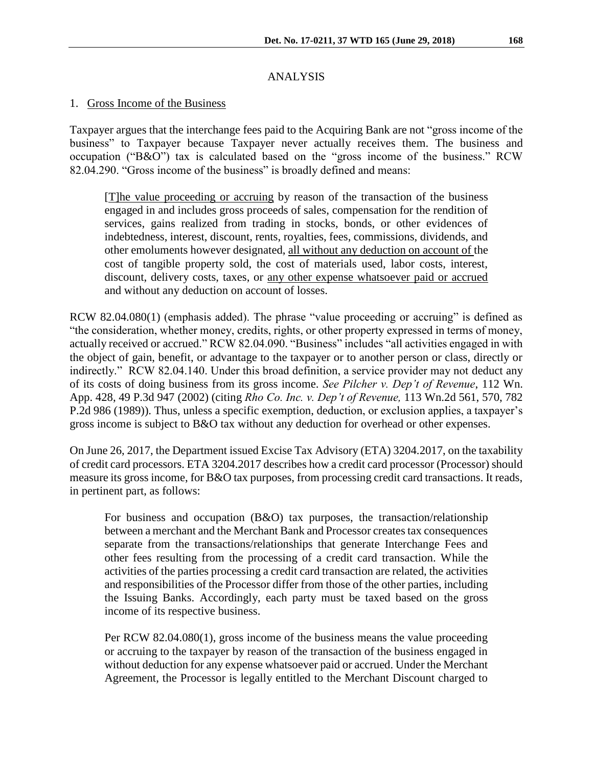## ANALYSIS

### 1. Gross Income of the Business

Taxpayer argues that the interchange fees paid to the Acquiring Bank are not "gross income of the business" to Taxpayer because Taxpayer never actually receives them. The business and occupation ("B&O") tax is calculated based on the "gross income of the business." RCW 82.04.290. "Gross income of the business" is broadly defined and means:

> [T]he value proceeding or accruing by reason of the transaction of the business engaged in and includes gross proceeds of sales, compensation for the rendition of services, gains realized from trading in stocks, bonds, or other evidences of indebtedness, interest, discount, rents, royalties, fees, commissions, dividends, and other emoluments however designated, all without any deduction on account of the cost of tangible property sold, the cost of materials used, labor costs, interest, discount, delivery costs, taxes, or any other expense whatsoever paid or accrued and without any deduction on account of losses.

RCW 82.04.080(1) (emphasis added). The phrase "value proceeding or accruing" is defined as "the consideration, whether money, credits, rights, or other property expressed in terms of money, actually received or accrued." RCW 82.04.090. "Business" includes "all activities engaged in with the object of gain, benefit, or advantage to the taxpayer or to another person or class, directly or indirectly." RCW 82.04.140. Under this broad definition, a service provider may not deduct any of its costs of doing business from its gross income. *See Pilcher v. Dep't of Revenue*, 112 Wn. App. 428, 49 P.3d 947 (2002) (citing *Rho Co. Inc. v. Dep't of Revenue,* 113 Wn.2d 561, 570, 782 P.2d 986 (1989)). Thus, unless a specific exemption, deduction, or exclusion applies, a taxpayer's gross income is subject to B&O tax without any deduction for overhead or other expenses.

On June 26, 2017, the Department issued Excise Tax Advisory (ETA) 3204.2017, on the taxability of credit card processors. ETA 3204.2017 describes how a credit card processor (Processor) should measure its gross income, for B&O tax purposes, from processing credit card transactions. It reads, in pertinent part, as follows:

> For business and occupation (B&O) tax purposes, the transaction/relationship between a merchant and the Merchant Bank and Processor creates tax consequences separate from the transactions/relationships that generate Interchange Fees and other fees resulting from the processing of a credit card transaction. While the activities of the parties processing a credit card transaction are related, the activities and responsibilities of the Processor differ from those of the other parties, including the Issuing Banks. Accordingly, each party must be taxed based on the gross income of its respective business.
>
> Per RCW 82.04.080(1), gross income of the business means the value proceeding or accruing to the taxpayer by reason of the transaction of the business engaged in without deduction for any expense whatsoever paid or accrued. Under the Merchant Agreement, the Processor is legally entitled to the Merchant Discount charged to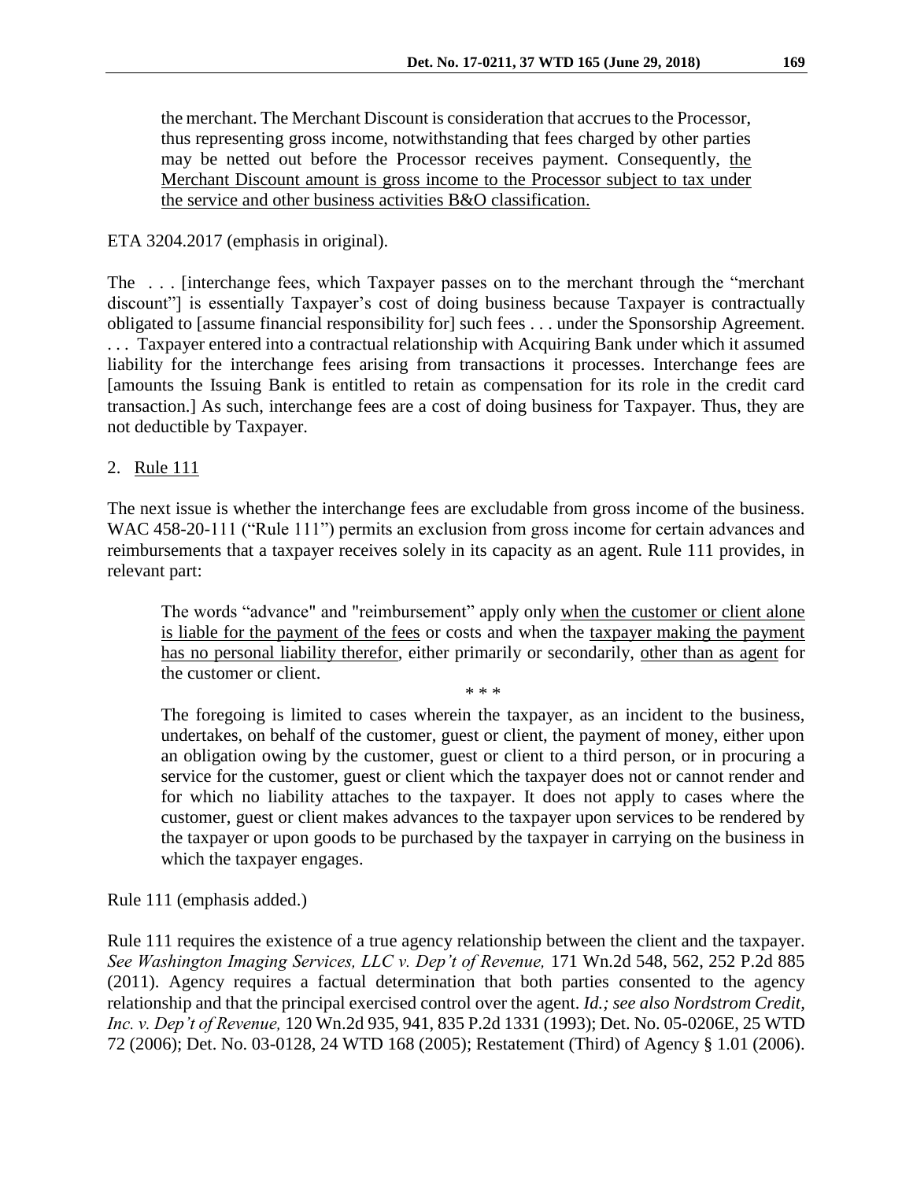> the merchant. The Merchant Discount is consideration that accrues to the Processor, thus representing gross income, notwithstanding that fees charged by other parties may be netted out before the Processor receives payment. Consequently, <u>the Merchant Discount amount is gross income to the Processor subject to tax under the service and other business activities B&O classification.</u>

ETA 3204.2017 (emphasis in original).

The . . . [interchange fees, which Taxpayer passes on to the merchant through the "merchant discount"] is essentially Taxpayer's cost of doing business because Taxpayer is contractually obligated to [assume financial responsibility for] such fees . . . under the Sponsorship Agreement. . . . Taxpayer entered into a contractual relationship with Acquiring Bank under which it assumed liability for the interchange fees arising from transactions it processes. Interchange fees are [amounts the Issuing Bank is entitled to retain as compensation for its role in the credit card transaction.] As such, interchange fees are a cost of doing business for Taxpayer. Thus, they are not deductible by Taxpayer.

2. <u>Rule 111</u>

The next issue is whether the interchange fees are excludable from gross income of the business. WAC 458-20-111 ("Rule 111") permits an exclusion from gross income for certain advances and reimbursements that a taxpayer receives solely in its capacity as an agent. Rule 111 provides, in relevant part:

> The words "advance" and "reimbursement" apply only <u>when the customer or client alone is liable for the payment of the fees</u> or costs and when the <u>taxpayer making the payment has no personal liability therefor</u>, either primarily or secondarily, <u>other than as agent</u> for the customer or client.
>
> \* \* \*
>
> The foregoing is limited to cases wherein the taxpayer, as an incident to the business, undertakes, on behalf of the customer, guest or client, the payment of money, either upon an obligation owing by the customer, guest or client to a third person, or in procuring a service for the customer, guest or client which the taxpayer does not or cannot render and for which no liability attaches to the taxpayer. It does not apply to cases where the customer, guest or client makes advances to the taxpayer upon services to be rendered by the taxpayer or upon goods to be purchased by the taxpayer in carrying on the business in which the taxpayer engages.

Rule 111 (emphasis added.)

Rule 111 requires the existence of a true agency relationship between the client and the taxpayer. *See Washington Imaging Services, LLC v. Dep't of Revenue,* 171 Wn.2d 548, 562, 252 P.2d 885 (2011). Agency requires a factual determination that both parties consented to the agency relationship and that the principal exercised control over the agent. *Id.; see also Nordstrom Credit, Inc. v. Dep't of Revenue,* 120 Wn.2d 935, 941, 835 P.2d 1331 (1993); Det. No. 05-0206E, 25 WTD 72 (2006); Det. No. 03-0128, 24 WTD 168 (2005); Restatement (Third) of Agency § 1.01 (2006).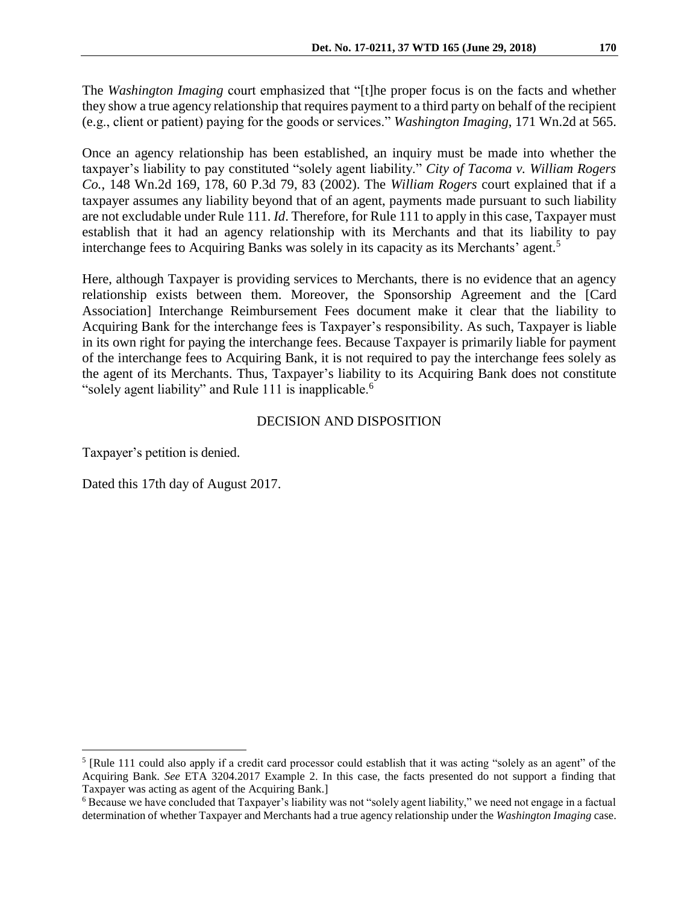The *Washington Imaging* court emphasized that "[t]he proper focus is on the facts and whether they show a true agency relationship that requires payment to a third party on behalf of the recipient (e.g., client or patient) paying for the goods or services." *Washington Imaging*, 171 Wn.2d at 565.

Once an agency relationship has been established, an inquiry must be made into whether the taxpayer's liability to pay constituted "solely agent liability." *City of Tacoma v. William Rogers Co.*, 148 Wn.2d 169, 178, 60 P.3d 79, 83 (2002). The *William Rogers* court explained that if a taxpayer assumes any liability beyond that of an agent, payments made pursuant to such liability are not excludable under Rule 111. *Id*. Therefore, for Rule 111 to apply in this case, Taxpayer must establish that it had an agency relationship with its Merchants and that its liability to pay interchange fees to Acquiring Banks was solely in its capacity as its Merchants' agent.[5]

Here, although Taxpayer is providing services to Merchants, there is no evidence that an agency relationship exists between them. Moreover, the Sponsorship Agreement and the [Card Association] Interchange Reimbursement Fees document make it clear that the liability to Acquiring Bank for the interchange fees is Taxpayer's responsibility. As such, Taxpayer is liable in its own right for paying the interchange fees. Because Taxpayer is primarily liable for payment of the interchange fees to Acquiring Bank, it is not required to pay the interchange fees solely as the agent of its Merchants. Thus, Taxpayer's liability to its Acquiring Bank does not constitute "solely agent liability" and Rule 111 is inapplicable.[6]

## DECISION AND DISPOSITION

Taxpayer's petition is denied.

Dated this 17th day of August 2017.

---

[5] [Rule 111 could also apply if a credit card processor could establish that it was acting "solely as an agent" of the Acquiring Bank. *See* ETA 3204.2017 Example 2. In this case, the facts presented do not support a finding that Taxpayer was acting as agent of the Acquiring Bank.]

[6] Because we have concluded that Taxpayer's liability was not "solely agent liability," we need not engage in a factual determination of whether Taxpayer and Merchants had a true agency relationship under the *Washington Imaging* case.